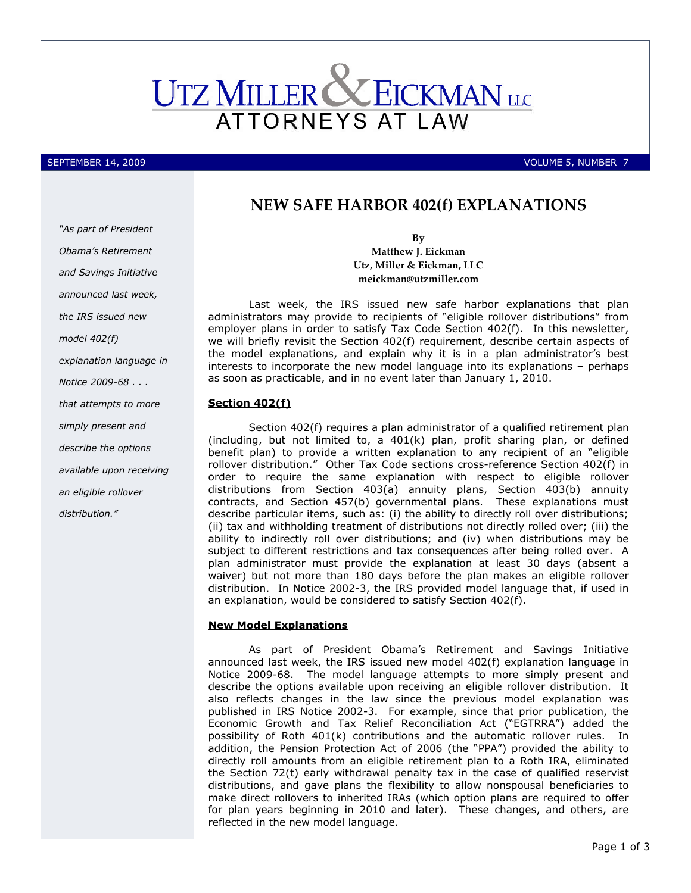# UTZ MILLER & EICKMAN LLC

ATTORNEYS AT LAW

SEPTEMBER 14, 2009 VOLUME 5, NUMBER 7

> *"As part of President Obama's Retirement and Savings Initiative announced last week, the IRS issued new model 402(f) explanation language in Notice 2009-68 . . . that attempts to more simply present and describe the options available upon receiving an eligible rollover distribution."*

## NEW SAFE HARBOR 402(f) EXPLANATIONS

**By**
**Matthew J. Eickman**
**Utz, Miller & Eickman, LLC**
**meickman@utzmiller.com**

Last week, the IRS issued new safe harbor explanations that plan administrators may provide to recipients of "eligible rollover distributions" from employer plans in order to satisfy Tax Code Section 402(f). In this newsletter, we will briefly revisit the Section 402(f) requirement, describe certain aspects of the model explanations, and explain why it is in a plan administrator's best interests to incorporate the new model language into its explanations – perhaps as soon as practicable, and in no event later than January 1, 2010.

### Section 402(f)

Section 402(f) requires a plan administrator of a qualified retirement plan (including, but not limited to, a 401(k) plan, profit sharing plan, or defined benefit plan) to provide a written explanation to any recipient of an "eligible rollover distribution." Other Tax Code sections cross-reference Section 402(f) in order to require the same explanation with respect to eligible rollover distributions from Section 403(a) annuity plans, Section 403(b) annuity contracts, and Section 457(b) governmental plans. These explanations must describe particular items, such as: (i) the ability to directly roll over distributions; (ii) tax and withholding treatment of distributions not directly rolled over; (iii) the ability to indirectly roll over distributions; and (iv) when distributions may be subject to different restrictions and tax consequences after being rolled over. A plan administrator must provide the explanation at least 30 days (absent a waiver) but not more than 180 days before the plan makes an eligible rollover distribution. In Notice 2002-3, the IRS provided model language that, if used in an explanation, would be considered to satisfy Section 402(f).

### New Model Explanations

As part of President Obama's Retirement and Savings Initiative announced last week, the IRS issued new model 402(f) explanation language in Notice 2009-68. The model language attempts to more simply present and describe the options available upon receiving an eligible rollover distribution. It also reflects changes in the law since the previous model explanation was published in IRS Notice 2002-3. For example, since that prior publication, the Economic Growth and Tax Relief Reconciliation Act ("EGTRRA") added the possibility of Roth 401(k) contributions and the automatic rollover rules. In addition, the Pension Protection Act of 2006 (the "PPA") provided the ability to directly roll amounts from an eligible retirement plan to a Roth IRA, eliminated the Section 72(t) early withdrawal penalty tax in the case of qualified reservist distributions, and gave plans the flexibility to allow nonspousal beneficiaries to make direct rollovers to inherited IRAs (which option plans are required to offer for plan years beginning in 2010 and later). These changes, and others, are reflected in the new model language.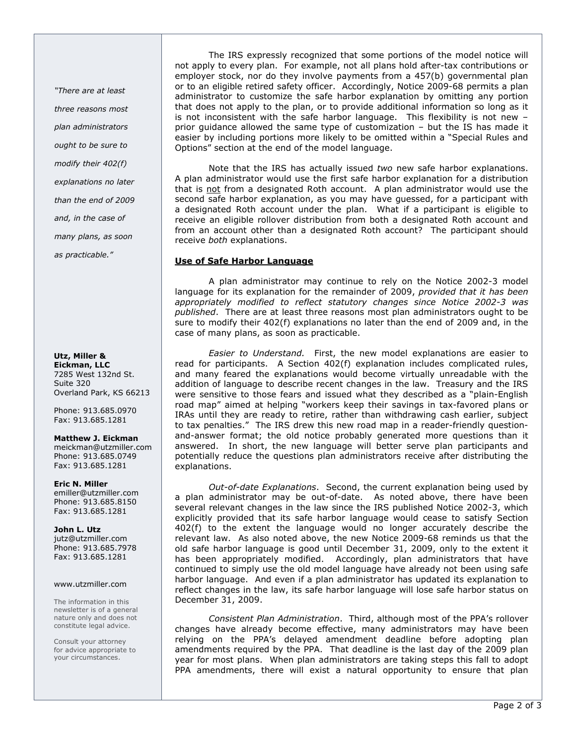The IRS expressly recognized that some portions of the model notice will not apply to every plan. For example, not all plans hold after-tax contributions or employer stock, nor do they involve payments from a 457(b) governmental plan or to an eligible retired safety officer. Accordingly, Notice 2009-68 permits a plan administrator to customize the safe harbor explanation by omitting any portion that does not apply to the plan, or to provide additional information so long as it is not inconsistent with the safe harbor language. This flexibility is not new – prior guidance allowed the same type of customization – but the IS has made it easier by including portions more likely to be omitted within a "Special Rules and Options" section at the end of the model language.

Note that the IRS has actually issued *two* new safe harbor explanations. A plan administrator would use the first safe harbor explanation for a distribution that is not from a designated Roth account. A plan administrator would use the second safe harbor explanation, as you may have guessed, for a participant with a designated Roth account under the plan. What if a participant is eligible to receive an eligible rollover distribution from both a designated Roth account and from an account other than a designated Roth account? The participant should receive *both* explanations.

**Use of Safe Harbor Language**

A plan administrator may continue to rely on the Notice 2002-3 model language for its explanation for the remainder of 2009, *provided that it has been appropriately modified to reflect statutory changes since Notice 2002-3 was published*. There are at least three reasons most plan administrators ought to be sure to modify their 402(f) explanations no later than the end of 2009 and, in the case of many plans, as soon as practicable.

*Easier to Understand.* First, the new model explanations are easier to read for participants. A Section 402(f) explanation includes complicated rules, and many feared the explanations would become virtually unreadable with the addition of language to describe recent changes in the law. Treasury and the IRS were sensitive to those fears and issued what they described as a "plain-English road map" aimed at helping "workers keep their savings in tax-favored plans or IRAs until they are ready to retire, rather than withdrawing cash earlier, subject to tax penalties." The IRS drew this new road map in a reader-friendly question-and-answer format; the old notice probably generated more questions than it answered. In short, the new language will better serve plan participants and potentially reduce the questions plan administrators receive after distributing the explanations.

*Out-of-date Explanations*. Second, the current explanation being used by a plan administrator may be out-of-date. As noted above, there have been several relevant changes in the law since the IRS published Notice 2002-3, which explicitly provided that its safe harbor language would cease to satisfy Section 402(f) to the extent the language would no longer accurately describe the relevant law. As also noted above, the new Notice 2009-68 reminds us that the old safe harbor language is good until December 31, 2009, only to the extent it has been appropriately modified. Accordingly, plan administrators that have continued to simply use the old model language have already not been using safe harbor language. And even if a plan administrator has updated its explanation to reflect changes in the law, its safe harbor language will lose safe harbor status on December 31, 2009.

*Consistent Plan Administration*. Third, although most of the PPA's rollover changes have already become effective, many administrators may have been relying on the PPA's delayed amendment deadline before adopting plan amendments required by the PPA. That deadline is the last day of the 2009 plan year for most plans. When plan administrators are taking steps this fall to adopt PPA amendments, there will exist a natural opportunity to ensure that plan

*"There are at least three reasons most plan administrators ought to be sure to modify their 402(f) explanations no later than the end of 2009 and, in the case of many plans, as soon as practicable."*

**Utz, Miller & Eickman, LLC**
7285 West 132nd St.
Suite 320
Overland Park, KS 66213

Phone: 913.685.0970
Fax: 913.685.1281

**Matthew J. Eickman**
meickman@utzmiller.com
Phone: 913.685.0749
Fax: 913.685.1281

**Eric N. Miller**
emiller@utzmiller.com
Phone: 913.685.8150
Fax: 913.685.1281

**John L. Utz**
jutz@utzmiller.com
Phone: 913.685.7978
Fax: 913.685.1281

www.utzmiller.com

The information in this newsletter is of a general nature only and does not constitute legal advice.

Consult your attorney for advice appropriate to your circumstances.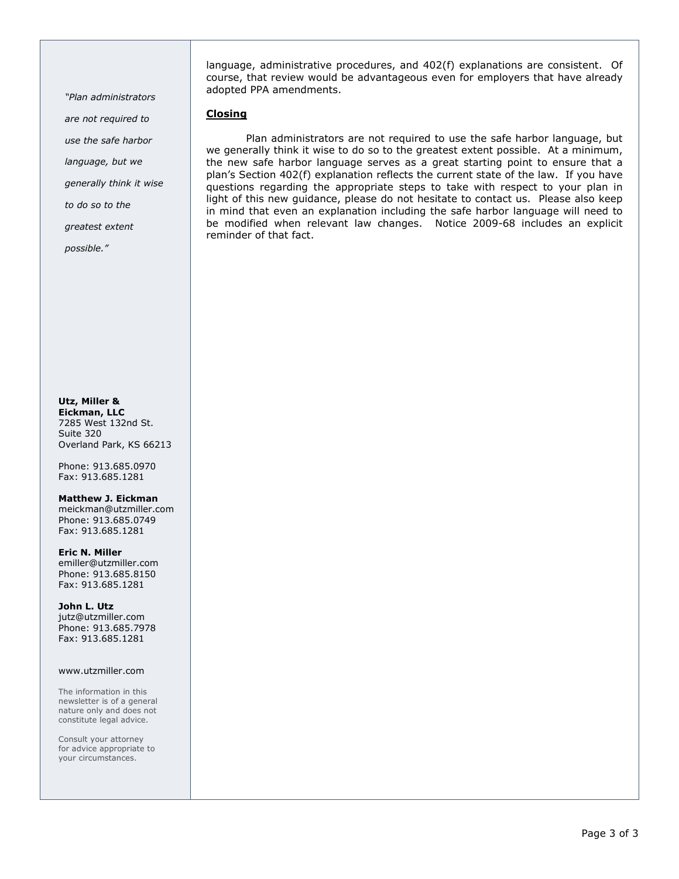language, administrative procedures, and 402(f) explanations are consistent. Of course, that review would be advantageous even for employers that have already adopted PPA amendments.

## Closing

Plan administrators are not required to use the safe harbor language, but we generally think it wise to do so to the greatest extent possible. At a minimum, the new safe harbor language serves as a great starting point to ensure that a plan's Section 402(f) explanation reflects the current state of the law. If you have questions regarding the appropriate steps to take with respect to your plan in light of this new guidance, please do not hesitate to contact us. Please also keep in mind that even an explanation including the safe harbor language will need to be modified when relevant law changes. Notice 2009-68 includes an explicit reminder of that fact.

*"Plan administrators are not required to use the safe harbor language, but we generally think it wise to do so to the greatest extent possible."*

**Utz, Miller & Eickman, LLC**
7285 West 132nd St.
Suite 320
Overland Park, KS 66213

Phone: 913.685.0970
Fax: 913.685.1281

**Matthew J. Eickman**
meickman@utzmiller.com
Phone: 913.685.0749
Fax: 913.685.1281

**Eric N. Miller**
emiller@utzmiller.com
Phone: 913.685.8150
Fax: 913.685.1281

**John L. Utz**
jutz@utzmiller.com
Phone: 913.685.7978
Fax: 913.685.1281

www.utzmiller.com

The information in this newsletter is of a general nature only and does not constitute legal advice.

Consult your attorney for advice appropriate to your circumstances.